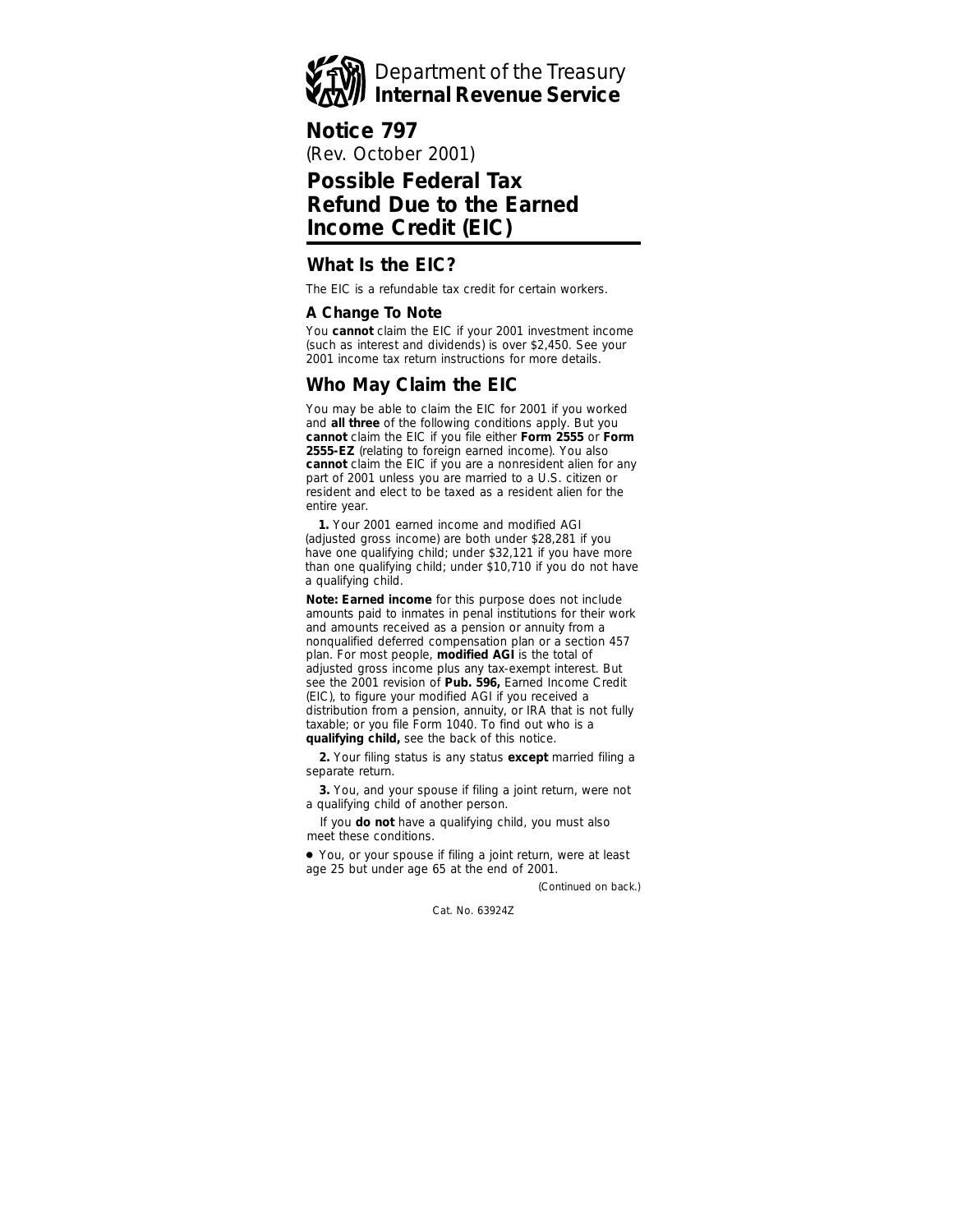Department of the Treasury
**Internal Revenue Service**

# Notice 797

(Rev. October 2001)

# Possible Federal Tax Refund Due to the Earned Income Credit (EIC)

## What Is the EIC?

The EIC is a refundable tax credit for certain workers.

### A Change To Note

You **cannot** claim the EIC if your 2001 investment income (such as interest and dividends) is over $2,450. See your 2001 income tax return instructions for more details.

## Who May Claim the EIC

You may be able to claim the EIC for 2001 if you worked and **all three** of the following conditions apply. But you **cannot** claim the EIC if you file either **Form 2555** or **Form 2555-EZ** (relating to foreign earned income). You also **cannot** claim the EIC if you are a nonresident alien for any part of 2001 unless you are married to a U.S. citizen or resident and elect to be taxed as a resident alien for the entire year.

**1.** Your 2001 earned income and modified AGI (adjusted gross income) are both under $28,281 if you have one qualifying child; under $32,121 if you have more than one qualifying child; under $10,710 if you do not have a qualifying child.

**Note: Earned income** for this purpose does not include amounts paid to inmates in penal institutions for their work and amounts received as a pension or annuity from a nonqualified deferred compensation plan or a section 457 plan. For most people, **modified AGI** is the total of adjusted gross income plus any tax-exempt interest. But see the 2001 revision of **Pub. 596,** Earned Income Credit (EIC), to figure your modified AGI if you received a distribution from a pension, annuity, or IRA that is not fully taxable; or you file Form 1040. To find out who is a **qualifying child,** see the back of this notice.

**2.** Your filing status is any status **except** married filing a separate return.

**3.** You, and your spouse if filing a joint return, were not a qualifying child of another person.

If you **do not** have a qualifying child, you must also meet these conditions.

- You, or your spouse if filing a joint return, were at least age 25 but under age 65 at the end of 2001.

*(Continued on back.)*

Cat. No. 63924Z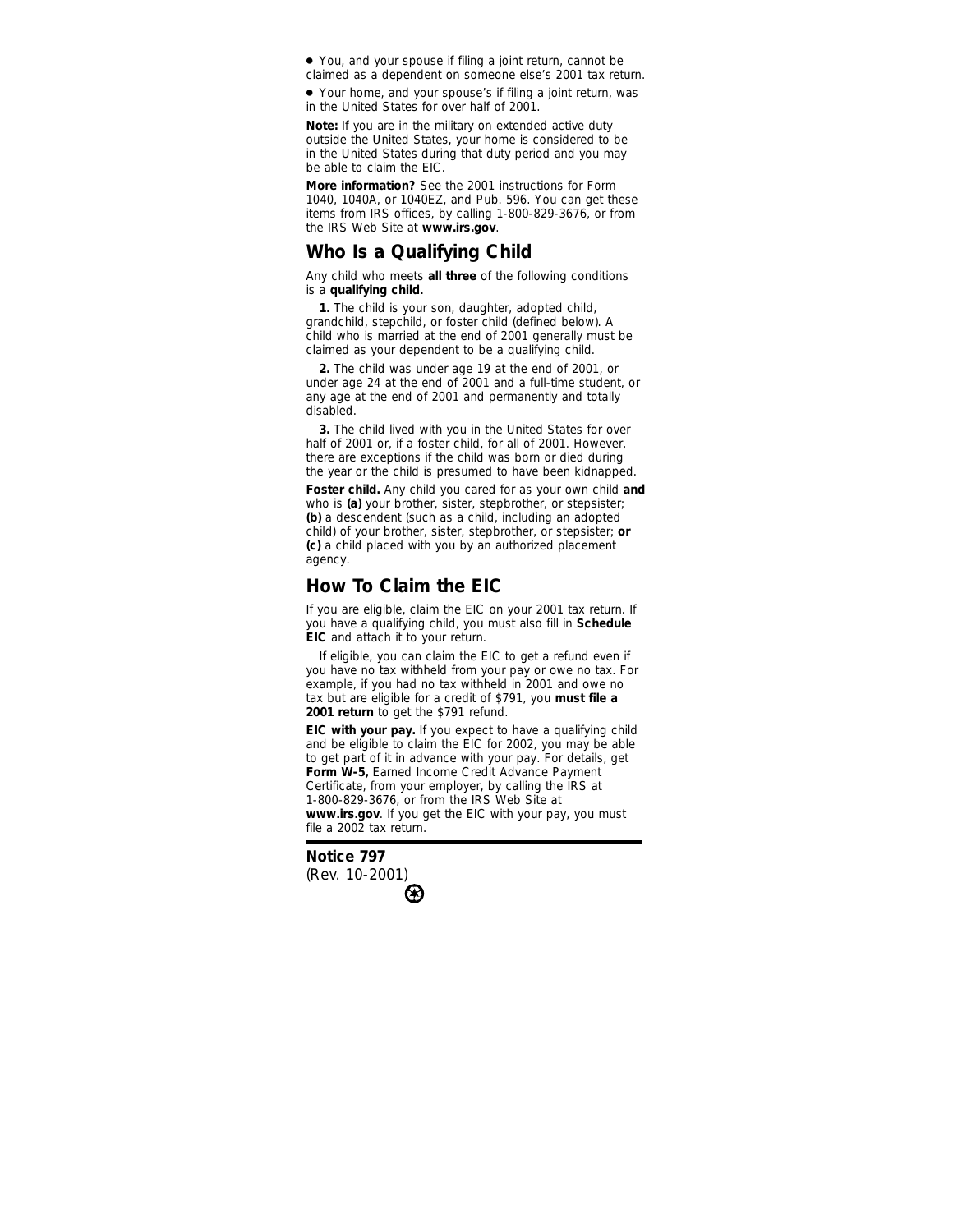- You, and your spouse if filing a joint return, cannot be claimed as a dependent on someone else's 2001 tax return.
- Your home, and your spouse's if filing a joint return, was in the United States for over half of 2001.

**Note:** If you are in the military on extended active duty outside the United States, your home is considered to be in the United States during that duty period and you may be able to claim the EIC.

**More information?** See the 2001 instructions for Form 1040, 1040A, or 1040EZ, and Pub. 596. You can get these items from IRS offices, by calling 1-800-829-3676, or from the IRS Web Site at **www.irs.gov**.

## Who Is a Qualifying Child

Any child who meets **all three** of the following conditions is a **qualifying child.**

**1.** The child is your son, daughter, adopted child, grandchild, stepchild, or foster child (defined below). A child who is married at the end of 2001 generally must be claimed as your dependent to be a qualifying child.

**2.** The child was under age 19 at the end of 2001, or under age 24 at the end of 2001 and a full-time student, or any age at the end of 2001 and permanently and totally disabled.

**3.** The child lived with you in the United States for over half of 2001 or, if a foster child, for all of 2001. However, there are exceptions if the child was born or died during the year or the child is presumed to have been kidnapped.

**Foster child.** Any child you cared for as your own child **and** who is **(a)** your brother, sister, stepbrother, or stepsister; **(b)** a descendent (such as a child, including an adopted child) of your brother, sister, stepbrother, or stepsister; **or (c)** a child placed with you by an authorized placement agency.

## How To Claim the EIC

If you are eligible, claim the EIC on your 2001 tax return. If you have a qualifying child, you must also fill in **Schedule EIC** and attach it to your return.

If eligible, you can claim the EIC to get a refund even if you have no tax withheld from your pay or owe no tax. For example, if you had no tax withheld in 2001 and owe no tax but are eligible for a credit of $791, you **must file a 2001 return** to get the $791 refund.

**EIC with your pay.** If you expect to have a qualifying child and be eligible to claim the EIC for 2002, you may be able to get part of it in advance with your pay. For details, get **Form W-5,** Earned Income Credit Advance Payment Certificate, from your employer, by calling the IRS at 1-800-829-3676, or from the IRS Web Site at **www.irs.gov**. If you get the EIC with your pay, you must file a 2002 tax return.

**Notice 797**
(Rev. 10-2001)